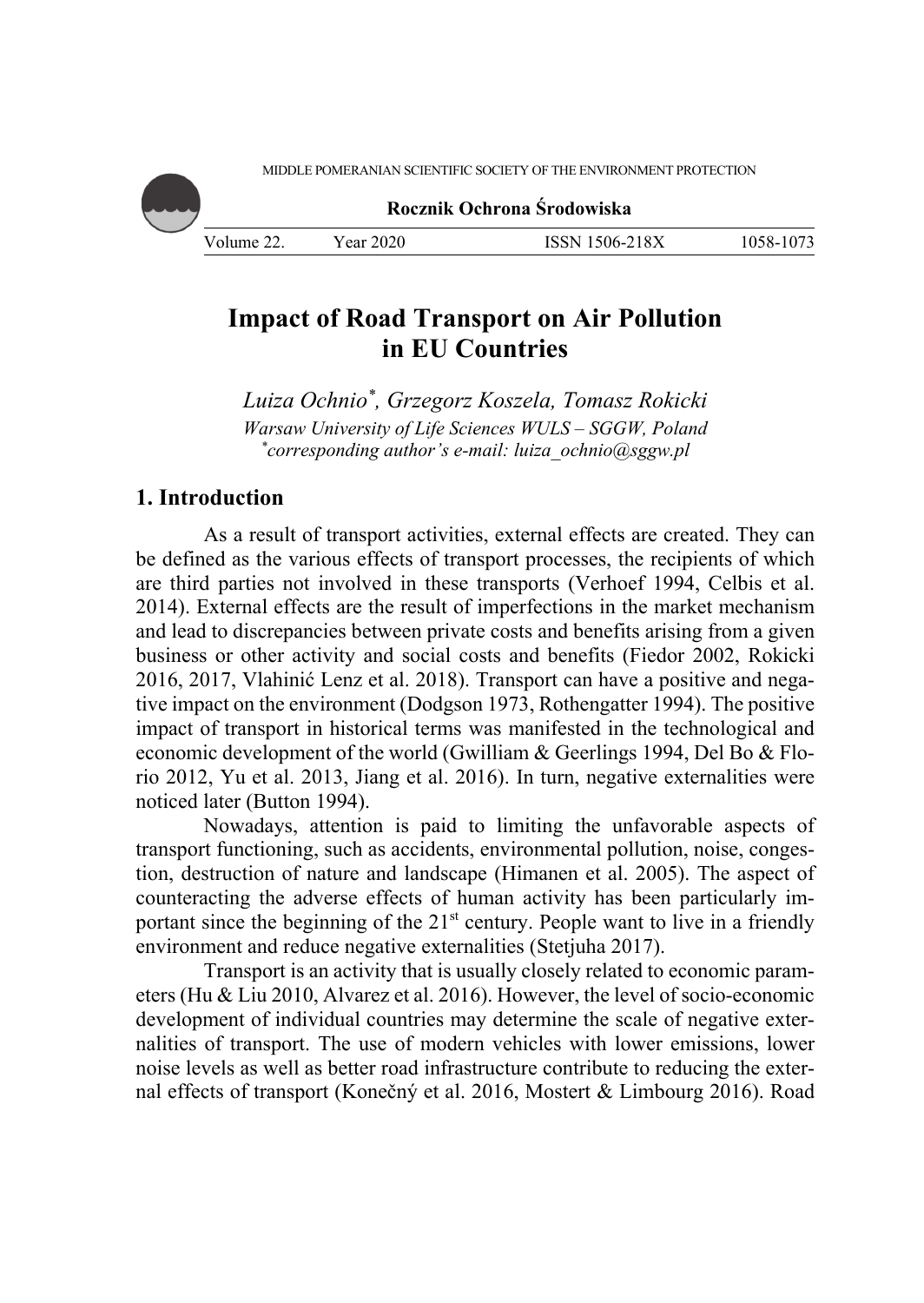# Impact of Road Transport on Air Pollution in EU Countries

*Luiza Ochnio[*], Grzegorz Koszela, Tomasz Rokicki*
*Warsaw University of Life Sciences WULS – SGGW, Poland*
*[*]corresponding author's e-mail: luiza_ochnio@sggw.pl*

## 1. Introduction

As a result of transport activities, external effects are created. They can be defined as the various effects of transport processes, the recipients of which are third parties not involved in these transports (Verhoef 1994, Celbis et al. 2014). External effects are the result of imperfections in the market mechanism and lead to discrepancies between private costs and benefits arising from a given business or other activity and social costs and benefits (Fiedor 2002, Rokicki 2016, 2017, Vlahinić Lenz et al. 2018). Transport can have a positive and negative impact on the environment (Dodgson 1973, Rothengatter 1994). The positive impact of transport in historical terms was manifested in the technological and economic development of the world (Gwilliam & Geerlings 1994, Del Bo & Florio 2012, Yu et al. 2013, Jiang et al. 2016). In turn, negative externalities were noticed later (Button 1994).

Nowadays, attention is paid to limiting the unfavorable aspects of transport functioning, such as accidents, environmental pollution, noise, congestion, destruction of nature and landscape (Himanen et al. 2005). The aspect of counteracting the adverse effects of human activity has been particularly important since the beginning of the 21st century. People want to live in a friendly environment and reduce negative externalities (Stetjuha 2017).

Transport is an activity that is usually closely related to economic parameters (Hu & Liu 2010, Alvarez et al. 2016). However, the level of socio-economic development of individual countries may determine the scale of negative externalities of transport. The use of modern vehicles with lower emissions, lower noise levels as well as better road infrastructure contribute to reducing the external effects of transport (Konečný et al. 2016, Mostert & Limbourg 2016). Road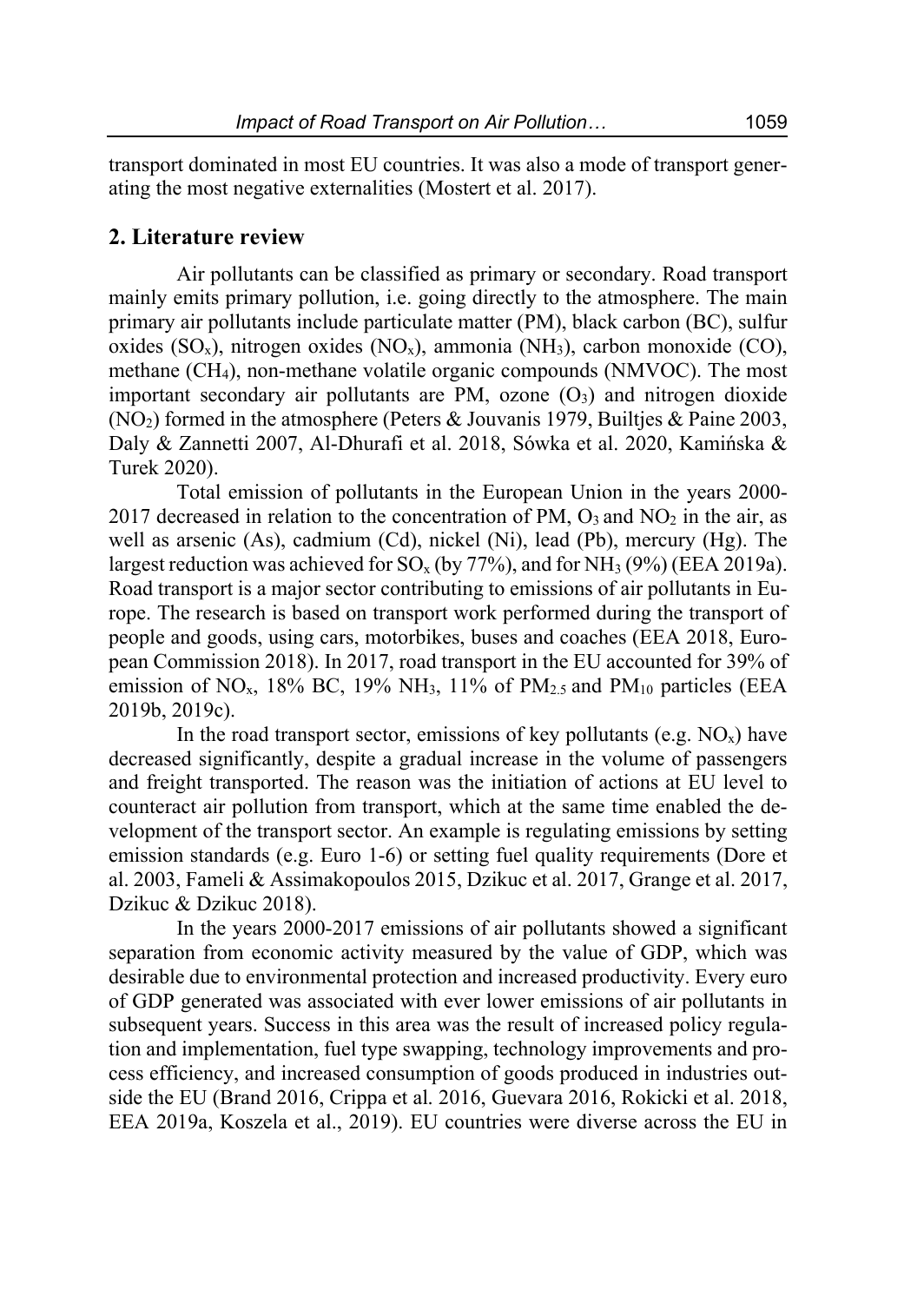transport dominated in most EU countries. It was also a mode of transport generating the most negative externalities (Mostert et al. 2017).

## 2. Literature review

Air pollutants can be classified as primary or secondary. Road transport mainly emits primary pollution, i.e. going directly to the atmosphere. The main primary air pollutants include particulate matter (PM), black carbon (BC), sulfur oxides ($SO_x$), nitrogen oxides ($NO_x$), ammonia ($NH_3$), carbon monoxide (CO), methane ($CH_4$), non-methane volatile organic compounds (NMVOC). The most important secondary air pollutants are PM, ozone ($O_3$) and nitrogen dioxide ($NO_2$) formed in the atmosphere (Peters & Jouvanis 1979, Builtjes & Paine 2003, Daly & Zannetti 2007, Al-Dhurafi et al. 2018, Sówka et al. 2020, Kamińska & Turek 2020).

Total emission of pollutants in the European Union in the years 2000-2017 decreased in relation to the concentration of PM, $O_3$ and $NO_2$ in the air, as well as arsenic (As), cadmium (Cd), nickel (Ni), lead (Pb), mercury (Hg). The largest reduction was achieved for $SO_x$ (by 77%), and for $NH_3$ (9%) (EEA 2019a). Road transport is a major sector contributing to emissions of air pollutants in Europe. The research is based on transport work performed during the transport of people and goods, using cars, motorbikes, buses and coaches (EEA 2018, European Commission 2018). In 2017, road transport in the EU accounted for 39% of emission of $NO_x$, 18% BC, 19% $NH_3$, 11% of $PM_{2.5}$ and $PM_{10}$ particles (EEA 2019b, 2019c).

In the road transport sector, emissions of key pollutants (e.g. $NO_x$) have decreased significantly, despite a gradual increase in the volume of passengers and freight transported. The reason was the initiation of actions at EU level to counteract air pollution from transport, which at the same time enabled the development of the transport sector. An example is regulating emissions by setting emission standards (e.g. Euro 1-6) or setting fuel quality requirements (Dore et al. 2003, Fameli & Assimakopoulos 2015, Dzikuc et al. 2017, Grange et al. 2017, Dzikuc & Dzikuc 2018).

In the years 2000-2017 emissions of air pollutants showed a significant separation from economic activity measured by the value of GDP, which was desirable due to environmental protection and increased productivity. Every euro of GDP generated was associated with ever lower emissions of air pollutants in subsequent years. Success in this area was the result of increased policy regulation and implementation, fuel type swapping, technology improvements and process efficiency, and increased consumption of goods produced in industries outside the EU (Brand 2016, Crippa et al. 2016, Guevara 2016, Rokicki et al. 2018, EEA 2019a, Koszela et al., 2019). EU countries were diverse across the EU in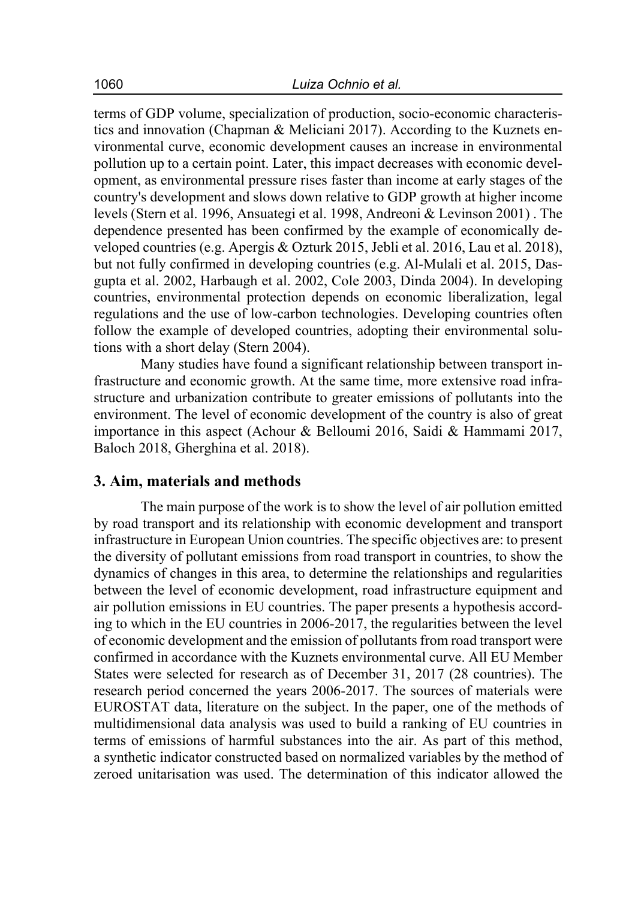terms of GDP volume, specialization of production, socio-economic characteristics and innovation (Chapman & Meliciani 2017). According to the Kuznets environmental curve, economic development causes an increase in environmental pollution up to a certain point. Later, this impact decreases with economic development, as environmental pressure rises faster than income at early stages of the country's development and slows down relative to GDP growth at higher income levels (Stern et al. 1996, Ansuategi et al. 1998, Andreoni & Levinson 2001) . The dependence presented has been confirmed by the example of economically developed countries (e.g. Apergis & Ozturk 2015, Jebli et al. 2016, Lau et al. 2018), but not fully confirmed in developing countries (e.g. Al-Mulali et al. 2015, Dasgupta et al. 2002, Harbaugh et al. 2002, Cole 2003, Dinda 2004). In developing countries, environmental protection depends on economic liberalization, legal regulations and the use of low-carbon technologies. Developing countries often follow the example of developed countries, adopting their environmental solutions with a short delay (Stern 2004).

Many studies have found a significant relationship between transport infrastructure and economic growth. At the same time, more extensive road infrastructure and urbanization contribute to greater emissions of pollutants into the environment. The level of economic development of the country is also of great importance in this aspect (Achour & Belloumi 2016, Saidi & Hammami 2017, Baloch 2018, Gherghina et al. 2018).

## 3. Aim, materials and methods

The main purpose of the work is to show the level of air pollution emitted by road transport and its relationship with economic development and transport infrastructure in European Union countries. The specific objectives are: to present the diversity of pollutant emissions from road transport in countries, to show the dynamics of changes in this area, to determine the relationships and regularities between the level of economic development, road infrastructure equipment and air pollution emissions in EU countries. The paper presents a hypothesis according to which in the EU countries in 2006-2017, the regularities between the level of economic development and the emission of pollutants from road transport were confirmed in accordance with the Kuznets environmental curve. All EU Member States were selected for research as of December 31, 2017 (28 countries). The research period concerned the years 2006-2017. The sources of materials were EUROSTAT data, literature on the subject. In the paper, one of the methods of multidimensional data analysis was used to build a ranking of EU countries in terms of emissions of harmful substances into the air. As part of this method, a synthetic indicator constructed based on normalized variables by the method of zeroed unitarisation was used. The determination of this indicator allowed the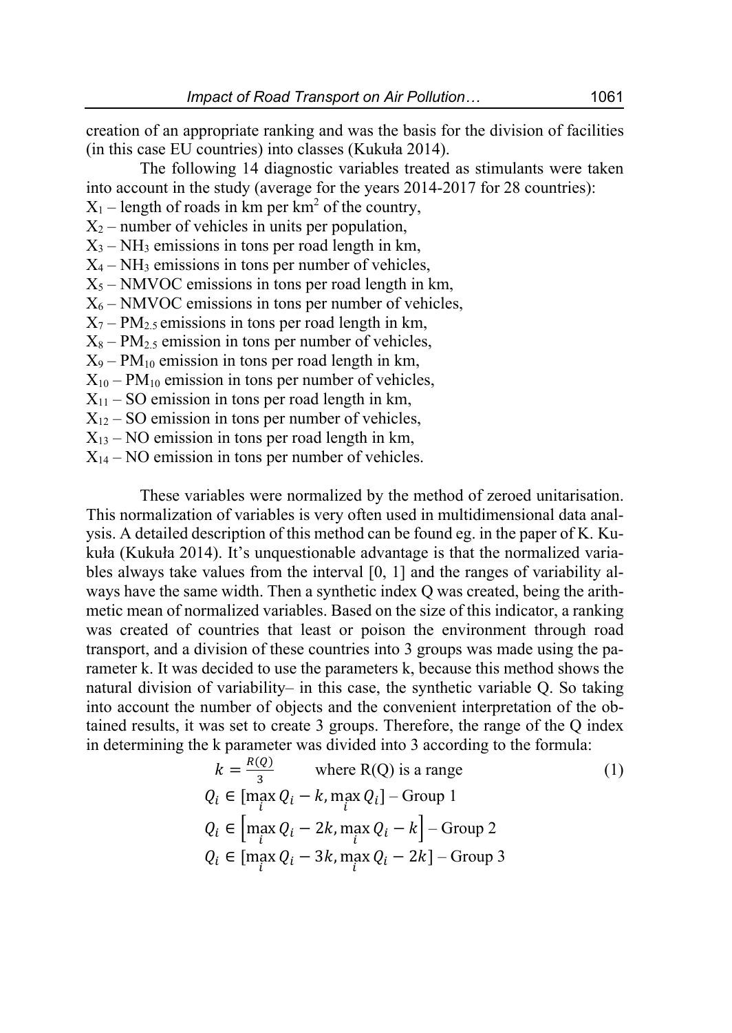creation of an appropriate ranking and was the basis for the division of facilities (in this case EU countries) into classes (Kukuła 2014).

The following 14 diagnostic variables treated as stimulants were taken into account in the study (average for the years 2014-2017 for 28 countries):

$X_1$ – length of roads in km per km$^2$ of the country,
$X_2$ – number of vehicles in units per population,
$X_3$ – $NH_3$ emissions in tons per road length in km,
$X_4$ – $NH_3$ emissions in tons per number of vehicles,
$X_5$ – NMVOC emissions in tons per road length in km,
$X_6$ – NMVOC emissions in tons per number of vehicles,
$X_7$ – $PM_{2.5}$ emissions in tons per road length in km,
$X_8$ – $PM_{2.5}$ emission in tons per number of vehicles,
$X_9$ – $PM_{10}$ emission in tons per road length in km,
$X_{10}$ – $PM_{10}$ emission in tons per number of vehicles,
$X_{11}$ – SO emission in tons per road length in km,
$X_{12}$ – SO emission in tons per number of vehicles,
$X_{13}$ – NO emission in tons per road length in km,
$X_{14}$ – NO emission in tons per number of vehicles.

These variables were normalized by the method of zeroed unitarisation. This normalization of variables is very often used in multidimensional data analysis. A detailed description of this method can be found eg. in the paper of K. Kukuła (Kukuła 2014). It's unquestionable advantage is that the normalized variables always take values from the interval [0, 1] and the ranges of variability always have the same width. Then a synthetic index Q was created, being the arithmetic mean of normalized variables. Based on the size of this indicator, a ranking was created of countries that least or poison the environment through road transport, and a division of these countries into 3 groups was made using the parameter k. It was decided to use the parameters k, because this method shows the natural division of variability– in this case, the synthetic variable Q. So taking into account the number of objects and the convenient interpretation of the obtained results, it was set to create 3 groups. Therefore, the range of the Q index in determining the k parameter was divided into 3 according to the formula:

$$k = \frac{R(Q)}{3} \qquad \text{where R(Q) is a range} \tag{1}$$

$$Q_i \in [\max_i Q_i - k, \max_i Q_i] \text{ – Group 1}$$

$$Q_i \in \left[\max_i Q_i - 2k, \max_i Q_i - k\right] \text{ – Group 2}$$

$$Q_i \in [\max_i Q_i - 3k, \max_i Q_i - 2k] \text{ – Group 3}$$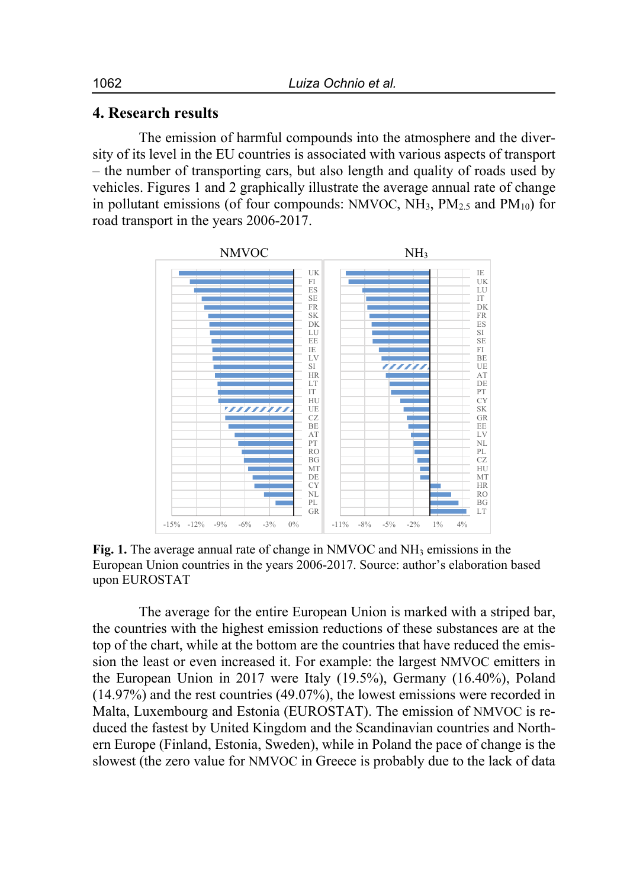## 4. Research results

The emission of harmful compounds into the atmosphere and the diversity of its level in the EU countries is associated with various aspects of transport – the number of transporting cars, but also length and quality of roads used by vehicles. Figures 1 and 2 graphically illustrate the average annual rate of change in pollutant emissions (of four compounds: NMVOC, $NH_3$, $PM_{2.5}$ and $PM_{10}$) for road transport in the years 2006-2017.

**Fig. 1.** The average annual rate of change in NMVOC and $NH_3$ emissions in the European Union countries in the years 2006-2017. Source: author's elaboration based upon EUROSTAT

The average for the entire European Union is marked with a striped bar, the countries with the highest emission reductions of these substances are at the top of the chart, while at the bottom are the countries that have reduced the emission the least or even increased it. For example: the largest NMVOC emitters in the European Union in 2017 were Italy (19.5%), Germany (16.40%), Poland (14.97%) and the rest countries (49.07%), the lowest emissions were recorded in Malta, Luxembourg and Estonia (EUROSTAT). The emission of NMVOC is reduced the fastest by United Kingdom and the Scandinavian countries and Northern Europe (Finland, Estonia, Sweden), while in Poland the pace of change is the slowest (the zero value for NMVOC in Greece is probably due to the lack of data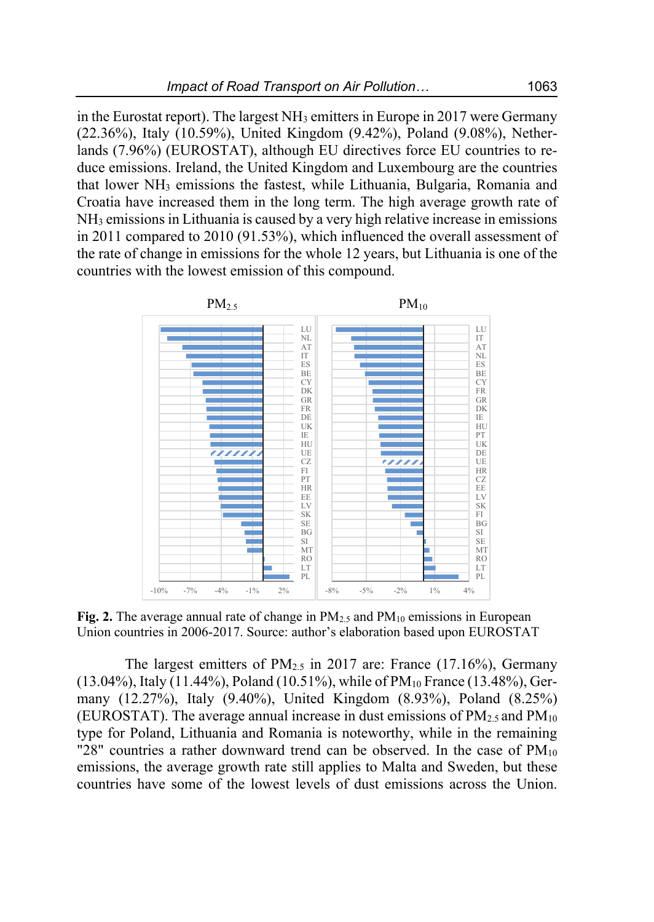in the Eurostat report). The largest $NH_3$ emitters in Europe in 2017 were Germany (22.36%), Italy (10.59%), United Kingdom (9.42%), Poland (9.08%), Netherlands (7.96%) (EUROSTAT), although EU directives force EU countries to reduce emissions. Ireland, the United Kingdom and Luxembourg are the countries that lower $NH_3$ emissions the fastest, while Lithuania, Bulgaria, Romania and Croatia have increased them in the long term. The high average growth rate of $NH_3$ emissions in Lithuania is caused by a very high relative increase in emissions in 2011 compared to 2010 (91.53%), which influenced the overall assessment of the rate of change in emissions for the whole 12 years, but Lithuania is one of the countries with the lowest emission of this compound.

**Fig. 2.** The average annual rate of change in $PM_{2.5}$ and $PM_{10}$ emissions in European Union countries in 2006-2017. Source: author's elaboration based upon EUROSTAT

The largest emitters of $PM_{2.5}$ in 2017 are: France (17.16%), Germany (13.04%), Italy (11.44%), Poland (10.51%), while of $PM_{10}$ France (13.48%), Germany (12.27%), Italy (9.40%), United Kingdom (8.93%), Poland (8.25%) (EUROSTAT). The average annual increase in dust emissions of $PM_{2.5}$ and $PM_{10}$ type for Poland, Lithuania and Romania is noteworthy, while in the remaining "28" countries a rather downward trend can be observed. In the case of $PM_{10}$ emissions, the average growth rate still applies to Malta and Sweden, but these countries have some of the lowest levels of dust emissions across the Union.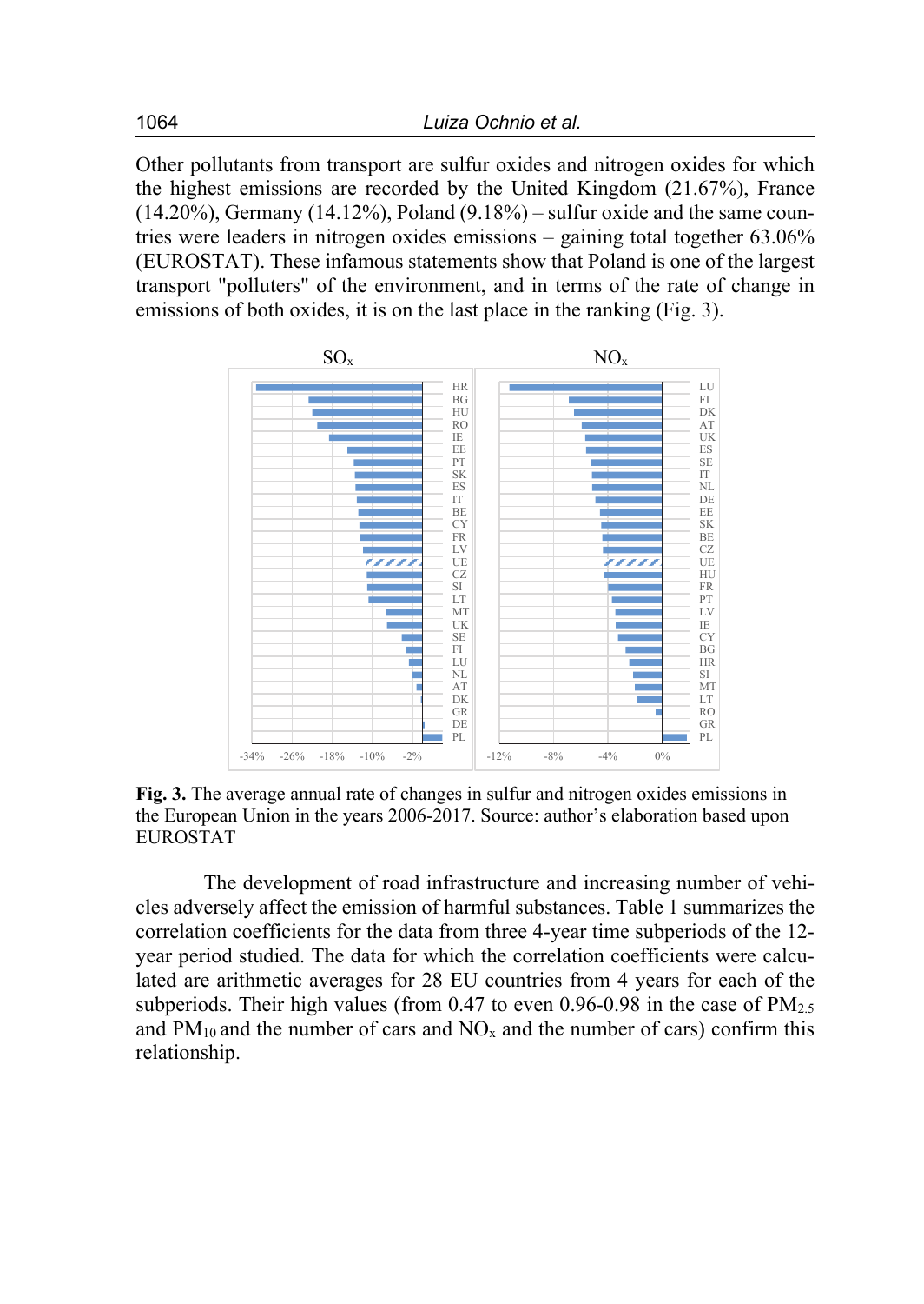Other pollutants from transport are sulfur oxides and nitrogen oxides for which the highest emissions are recorded by the United Kingdom (21.67%), France (14.20%), Germany (14.12%), Poland (9.18%) – sulfur oxide and the same countries were leaders in nitrogen oxides emissions – gaining total together 63.06% (EUROSTAT). These infamous statements show that Poland is one of the largest transport "polluters" of the environment, and in terms of the rate of change in emissions of both oxides, it is on the last place in the ranking (Fig. 3).

**Fig. 3.** The average annual rate of changes in sulfur and nitrogen oxides emissions in the European Union in the years 2006-2017. Source: author's elaboration based upon EUROSTAT

The development of road infrastructure and increasing number of vehicles adversely affect the emission of harmful substances. Table 1 summarizes the correlation coefficients for the data from three 4-year time subperiods of the 12-year period studied. The data for which the correlation coefficients were calculated are arithmetic averages for 28 EU countries from 4 years for each of the subperiods. Their high values (from 0.47 to even 0.96-0.98 in the case of $PM_{2.5}$ and $PM_{10}$ and the number of cars and $NO_x$ and the number of cars) confirm this relationship.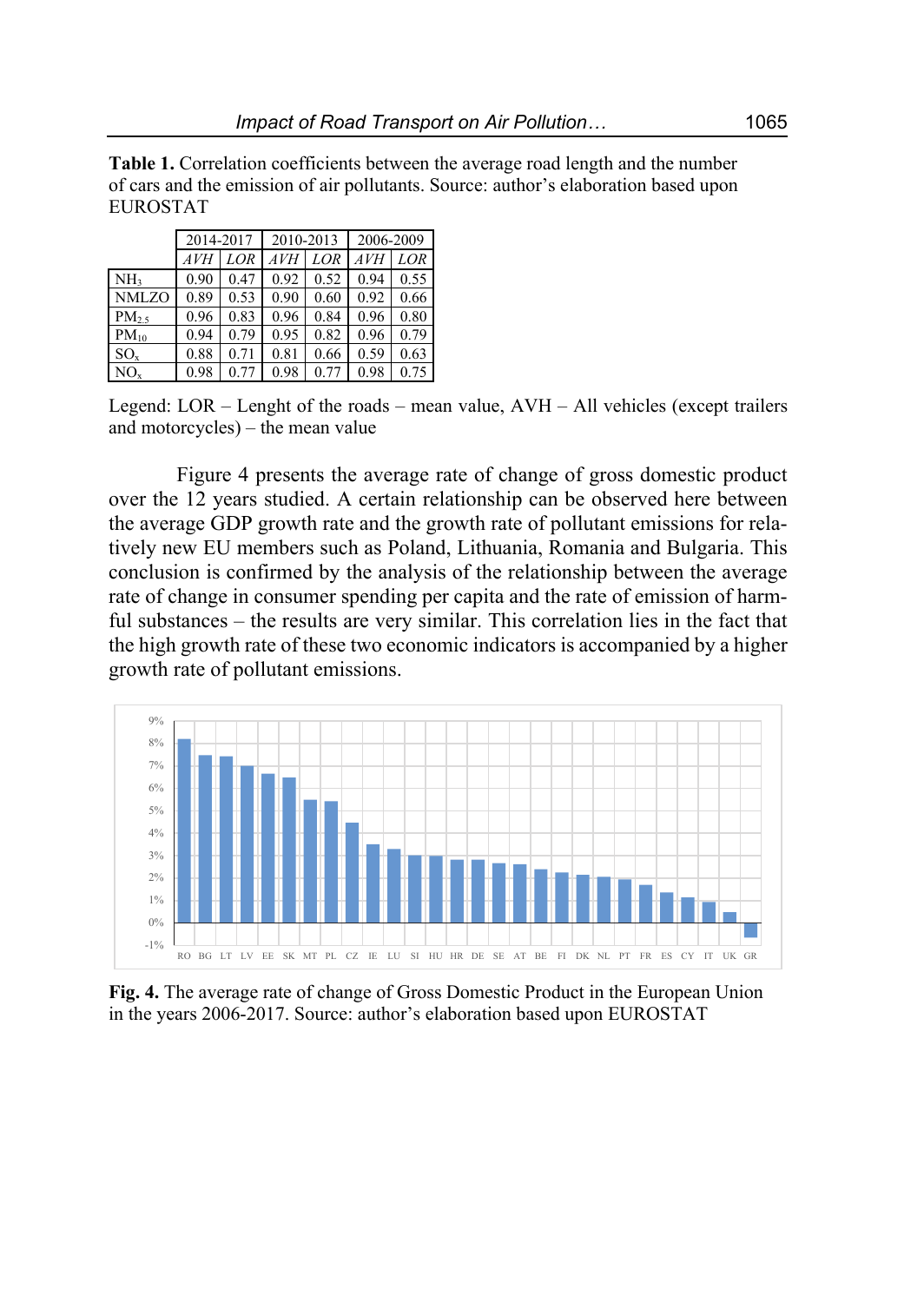**Table 1.** Correlation coefficients between the average road length and the number of cars and the emission of air pollutants. Source: author's elaboration based upon EUROSTAT

| | 2014-2017 | | 2010-2013 | | 2006-2009 | |
|---|---|---|---|---|---|---|
| | *AVH* | *LOR* | *AVH* | *LOR* | *AVH* | *LOR* |
| $NH_3$ | 0.90 | 0.47 | 0.92 | 0.52 | 0.94 | 0.55 |
| NMLZO | 0.89 | 0.53 | 0.90 | 0.60 | 0.92 | 0.66 |
| $PM_{2.5}$ | 0.96 | 0.83 | 0.96 | 0.84 | 0.96 | 0.80 |
| $PM_{10}$ | 0.94 | 0.79 | 0.95 | 0.82 | 0.96 | 0.79 |
| $SO_x$ | 0.88 | 0.71 | 0.81 | 0.66 | 0.59 | 0.63 |
| $NO_x$ | 0.98 | 0.77 | 0.98 | 0.77 | 0.98 | 0.75 |

Legend: LOR – Lenght of the roads – mean value, AVH – All vehicles (except trailers and motorcycles) – the mean value

Figure 4 presents the average rate of change of gross domestic product over the 12 years studied. A certain relationship can be observed here between the average GDP growth rate and the growth rate of pollutant emissions for relatively new EU members such as Poland, Lithuania, Romania and Bulgaria. This conclusion is confirmed by the analysis of the relationship between the average rate of change in consumer spending per capita and the rate of emission of harmful substances – the results are very similar. This correlation lies in the fact that the high growth rate of these two economic indicators is accompanied by a higher growth rate of pollutant emissions.

**Fig. 4.** The average rate of change of Gross Domestic Product in the European Union in the years 2006-2017. Source: author's elaboration based upon EUROSTAT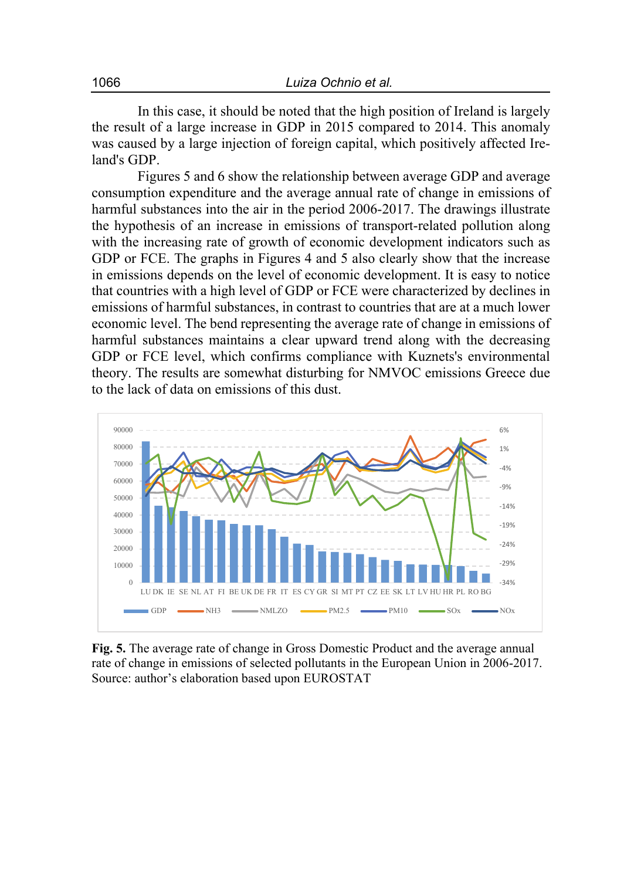In this case, it should be noted that the high position of Ireland is largely the result of a large increase in GDP in 2015 compared to 2014. This anomaly was caused by a large injection of foreign capital, which positively affected Ireland's GDP.

Figures 5 and 6 show the relationship between average GDP and average consumption expenditure and the average annual rate of change in emissions of harmful substances into the air in the period 2006-2017. The drawings illustrate the hypothesis of an increase in emissions of transport-related pollution along with the increasing rate of growth of economic development indicators such as GDP or FCE. The graphs in Figures 4 and 5 also clearly show that the increase in emissions depends on the level of economic development. It is easy to notice that countries with a high level of GDP or FCE were characterized by declines in emissions of harmful substances, in contrast to countries that are at a much lower economic level. The bend representing the average rate of change in emissions of harmful substances maintains a clear upward trend along with the decreasing GDP or FCE level, which confirms compliance with Kuznets's environmental theory. The results are somewhat disturbing for NMVOC emissions Greece due to the lack of data on emissions of this dust.

**Fig. 5.** The average rate of change in Gross Domestic Product and the average annual rate of change in emissions of selected pollutants in the European Union in 2006-2017. Source: author's elaboration based upon EUROSTAT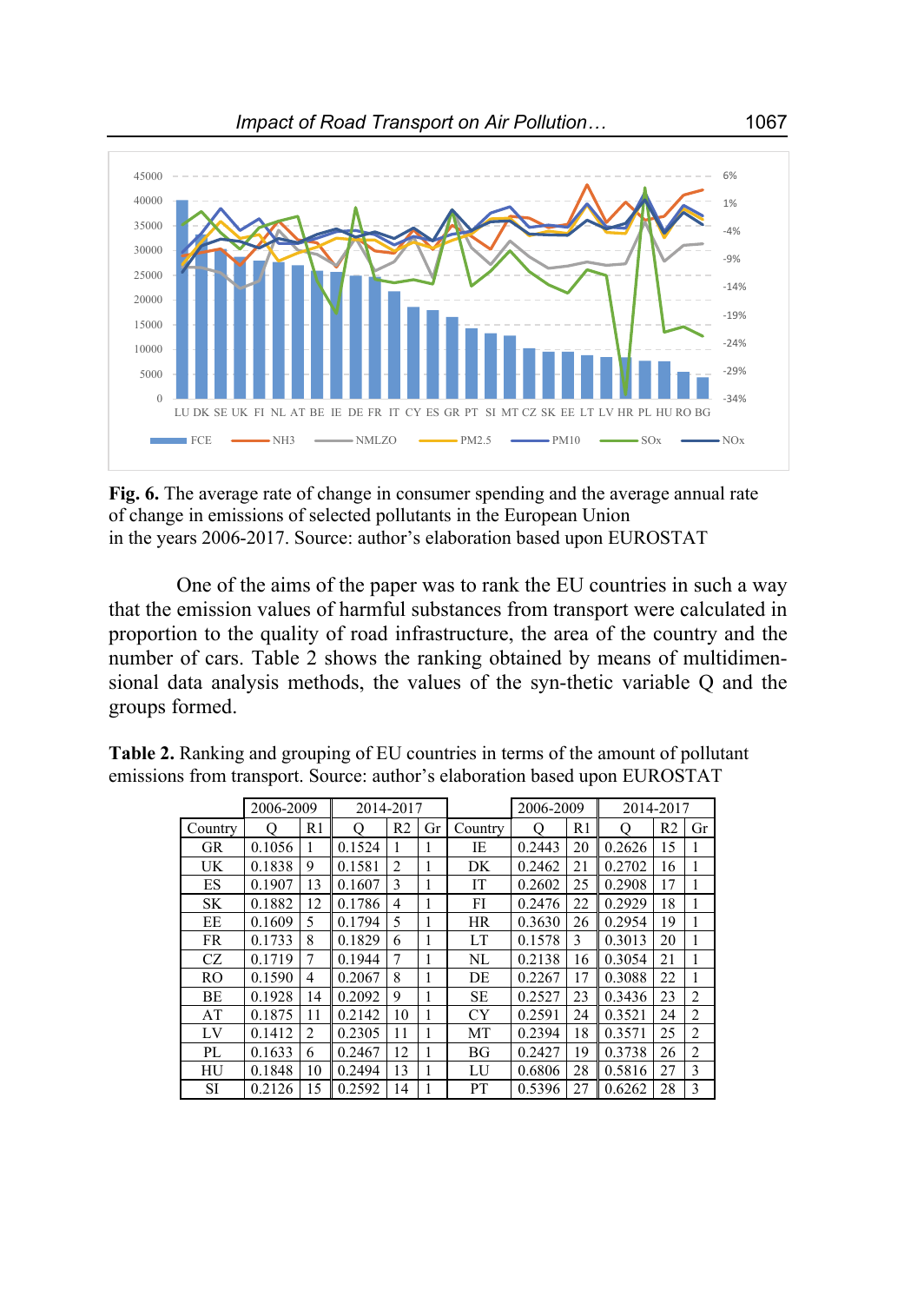Fig. 6. The average rate of change in consumer spending and the average annual rate of change in emissions of selected pollutants in the European Union in the years 2006-2017. Source: author's elaboration based upon EUROSTAT

One of the aims of the paper was to rank the EU countries in such a way that the emission values of harmful substances from transport were calculated in proportion to the quality of road infrastructure, the area of the country and the number of cars. Table 2 shows the ranking obtained by means of multidimensional data analysis methods, the values of the syn-thetic variable Q and the groups formed.

**Table 2.** Ranking and grouping of EU countries in terms of the amount of pollutant emissions from transport. Source: author's elaboration based upon EUROSTAT

| | 2006-2009 | | 2014-2017 | | | | 2006-2009 | | 2014-2017 | | |
|---|---|---|---|---|---|---|---|---|---|---|---|
| Country | Q | R1 | Q | R2 | Gr | Country | Q | R1 | Q | R2 | Gr |
| GR | 0.1056 | 1 | 0.1524 | 1 | 1 | IE | 0.2443 | 20 | 0.2626 | 15 | 1 |
| UK | 0.1838 | 9 | 0.1581 | 2 | 1 | DK | 0.2462 | 21 | 0.2702 | 16 | 1 |
| ES | 0.1907 | 13 | 0.1607 | 3 | 1 | IT | 0.2602 | 25 | 0.2908 | 17 | 1 |
| SK | 0.1882 | 12 | 0.1786 | 4 | 1 | FI | 0.2476 | 22 | 0.2929 | 18 | 1 |
| EE | 0.1609 | 5 | 0.1794 | 5 | 1 | HR | 0.3630 | 26 | 0.2954 | 19 | 1 |
| FR | 0.1733 | 8 | 0.1829 | 6 | 1 | LT | 0.1578 | 3 | 0.3013 | 20 | 1 |
| CZ | 0.1719 | 7 | 0.1944 | 7 | 1 | NL | 0.2138 | 16 | 0.3054 | 21 | 1 |
| RO | 0.1590 | 4 | 0.2067 | 8 | 1 | DE | 0.2267 | 17 | 0.3088 | 22 | 1 |
| BE | 0.1928 | 14 | 0.2092 | 9 | 1 | SE | 0.2527 | 23 | 0.3436 | 23 | 2 |
| AT | 0.1875 | 11 | 0.2142 | 10 | 1 | CY | 0.2591 | 24 | 0.3521 | 24 | 2 |
| LV | 0.1412 | 2 | 0.2305 | 11 | 1 | MT | 0.2394 | 18 | 0.3571 | 25 | 2 |
| PL | 0.1633 | 6 | 0.2467 | 12 | 1 | BG | 0.2427 | 19 | 0.3738 | 26 | 2 |
| HU | 0.1848 | 10 | 0.2494 | 13 | 1 | LU | 0.6806 | 28 | 0.5816 | 27 | 3 |
| SI | 0.2126 | 15 | 0.2592 | 14 | 1 | PT | 0.5396 | 27 | 0.6262 | 28 | 3 |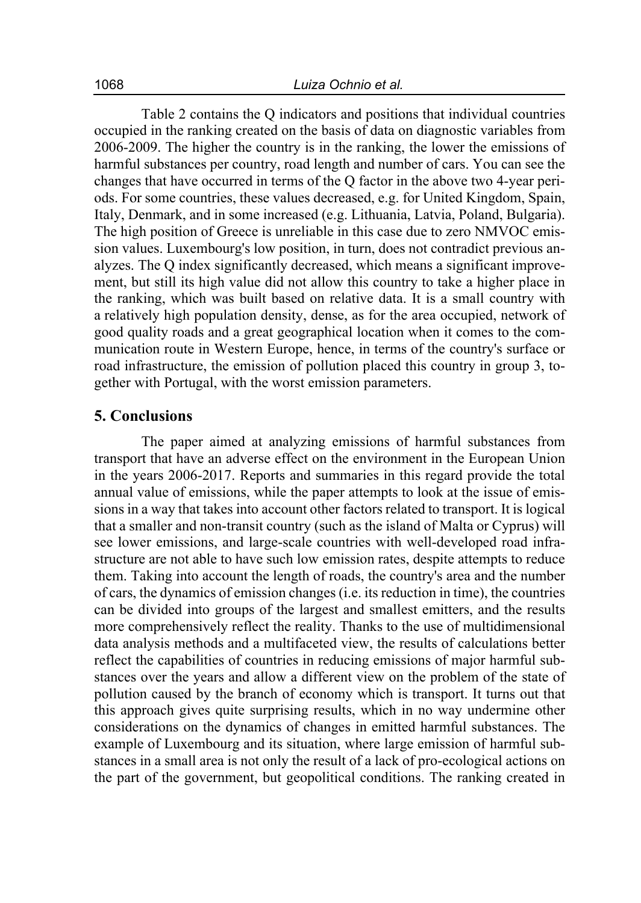Table 2 contains the Q indicators and positions that individual countries occupied in the ranking created on the basis of data on diagnostic variables from 2006-2009. The higher the country is in the ranking, the lower the emissions of harmful substances per country, road length and number of cars. You can see the changes that have occurred in terms of the Q factor in the above two 4-year periods. For some countries, these values decreased, e.g. for United Kingdom, Spain, Italy, Denmark, and in some increased (e.g. Lithuania, Latvia, Poland, Bulgaria). The high position of Greece is unreliable in this case due to zero NMVOC emission values. Luxembourg's low position, in turn, does not contradict previous analyzes. The Q index significantly decreased, which means a significant improvement, but still its high value did not allow this country to take a higher place in the ranking, which was built based on relative data. It is a small country with a relatively high population density, dense, as for the area occupied, network of good quality roads and a great geographical location when it comes to the communication route in Western Europe, hence, in terms of the country's surface or road infrastructure, the emission of pollution placed this country in group 3, together with Portugal, with the worst emission parameters.

## 5. Conclusions

The paper aimed at analyzing emissions of harmful substances from transport that have an adverse effect on the environment in the European Union in the years 2006-2017. Reports and summaries in this regard provide the total annual value of emissions, while the paper attempts to look at the issue of emissions in a way that takes into account other factors related to transport. It is logical that a smaller and non-transit country (such as the island of Malta or Cyprus) will see lower emissions, and large-scale countries with well-developed road infrastructure are not able to have such low emission rates, despite attempts to reduce them. Taking into account the length of roads, the country's area and the number of cars, the dynamics of emission changes (i.e. its reduction in time), the countries can be divided into groups of the largest and smallest emitters, and the results more comprehensively reflect the reality. Thanks to the use of multidimensional data analysis methods and a multifaceted view, the results of calculations better reflect the capabilities of countries in reducing emissions of major harmful substances over the years and allow a different view on the problem of the state of pollution caused by the branch of economy which is transport. It turns out that this approach gives quite surprising results, which in no way undermine other considerations on the dynamics of changes in emitted harmful substances. The example of Luxembourg and its situation, where large emission of harmful substances in a small area is not only the result of a lack of pro-ecological actions on the part of the government, but geopolitical conditions. The ranking created in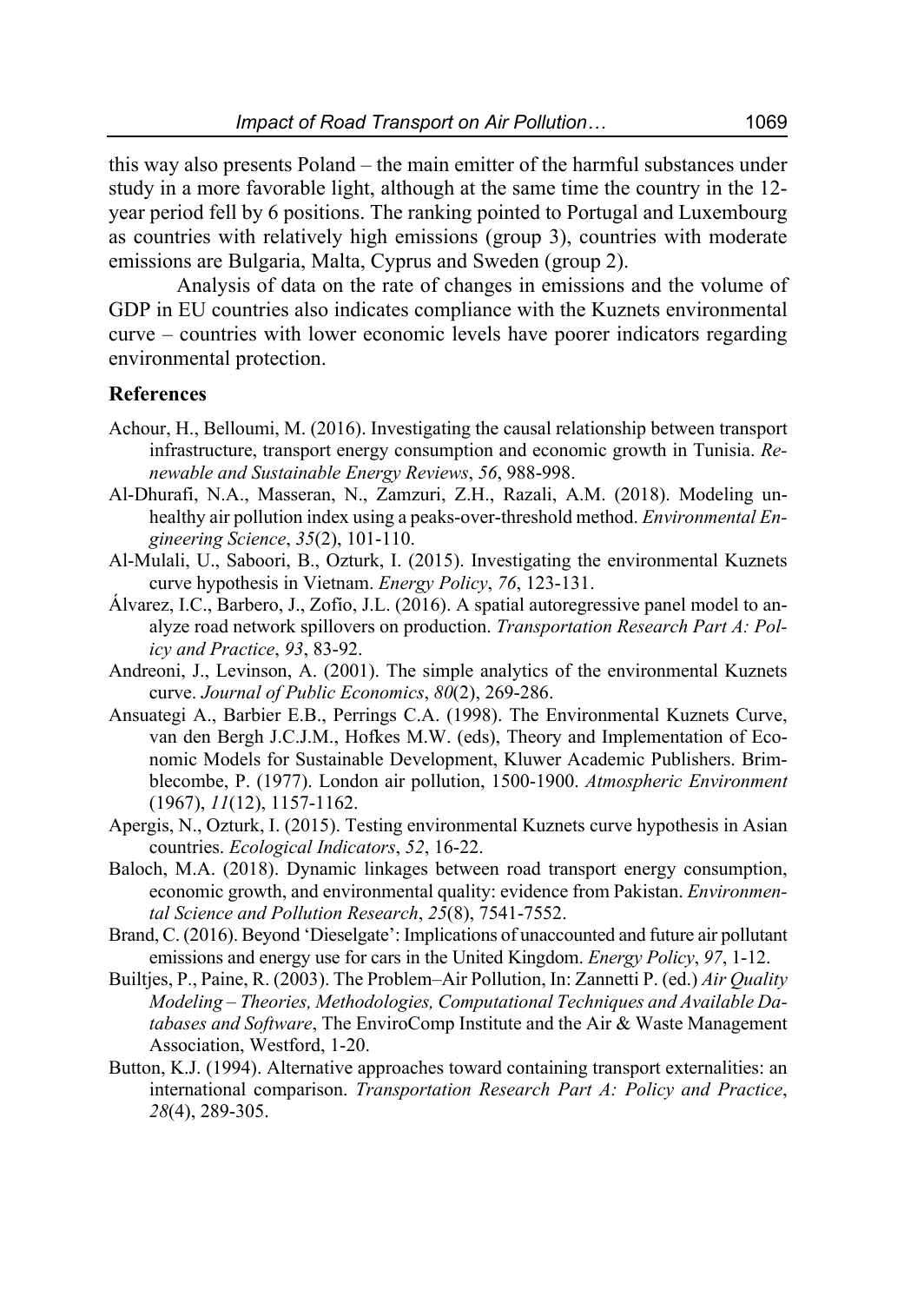this way also presents Poland – the main emitter of the harmful substances under study in a more favorable light, although at the same time the country in the 12-year period fell by 6 positions. The ranking pointed to Portugal and Luxembourg as countries with relatively high emissions (group 3), countries with moderate emissions are Bulgaria, Malta, Cyprus and Sweden (group 2).

Analysis of data on the rate of changes in emissions and the volume of GDP in EU countries also indicates compliance with the Kuznets environmental curve – countries with lower economic levels have poorer indicators regarding environmental protection.

## References

Achour, H., Belloumi, M. (2016). Investigating the causal relationship between transport infrastructure, transport energy consumption and economic growth in Tunisia. *Renewable and Sustainable Energy Reviews*, *56*, 988-998.

Al-Dhurafi, N.A., Masseran, N., Zamzuri, Z.H., Razali, A.M. (2018). Modeling unhealthy air pollution index using a peaks-over-threshold method. *Environmental Engineering Science*, *35*(2), 101-110.

Al-Mulali, U., Saboori, B., Ozturk, I. (2015). Investigating the environmental Kuznets curve hypothesis in Vietnam. *Energy Policy*, *76*, 123-131.

Álvarez, I.C., Barbero, J., Zofío, J.L. (2016). A spatial autoregressive panel model to analyze road network spillovers on production. *Transportation Research Part A: Policy and Practice*, *93*, 83-92.

Andreoni, J., Levinson, A. (2001). The simple analytics of the environmental Kuznets curve. *Journal of Public Economics*, *80*(2), 269-286.

Ansuategi A., Barbier E.B., Perrings C.A. (1998). The Environmental Kuznets Curve, van den Bergh J.C.J.M., Hofkes M.W. (eds), Theory and Implementation of Economic Models for Sustainable Development, Kluwer Academic Publishers. Brimblecombe, P. (1977). London air pollution, 1500-1900. *Atmospheric Environment* (1967), *11*(12), 1157-1162.

Apergis, N., Ozturk, I. (2015). Testing environmental Kuznets curve hypothesis in Asian countries. *Ecological Indicators*, *52*, 16-22.

Baloch, M.A. (2018). Dynamic linkages between road transport energy consumption, economic growth, and environmental quality: evidence from Pakistan. *Environmental Science and Pollution Research*, *25*(8), 7541-7552.

Brand, C. (2016). Beyond 'Dieselgate': Implications of unaccounted and future air pollutant emissions and energy use for cars in the United Kingdom. *Energy Policy*, *97*, 1-12.

Builtjes, P., Paine, R. (2003). The Problem–Air Pollution, In: Zannetti P. (ed.) *Air Quality Modeling – Theories, Methodologies, Computational Techniques and Available Databases and Software*, The EnviroComp Institute and the Air & Waste Management Association, Westford, 1-20.

Button, K.J. (1994). Alternative approaches toward containing transport externalities: an international comparison. *Transportation Research Part A: Policy and Practice*, *28*(4), 289-305.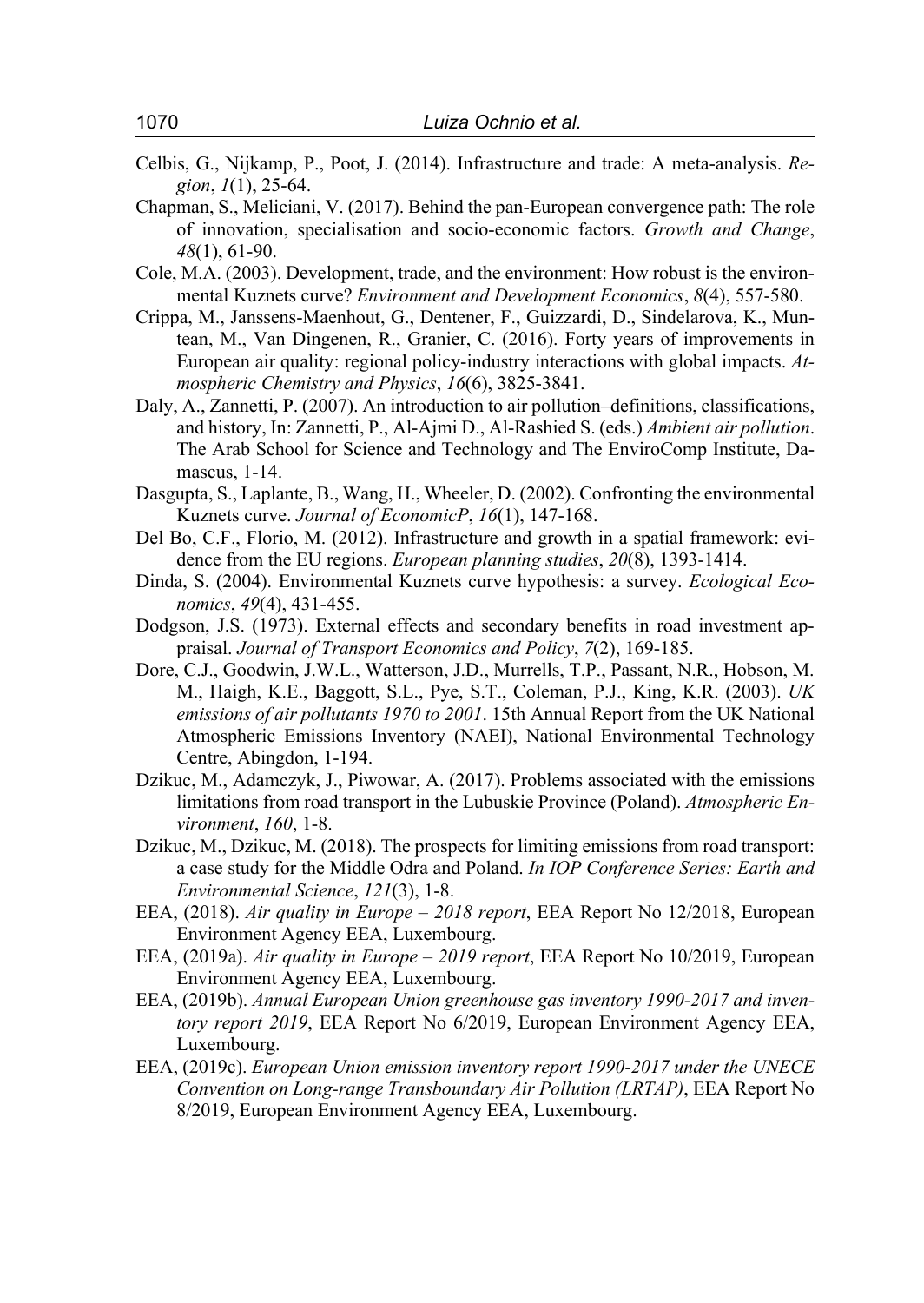Celbis, G., Nijkamp, P., Poot, J. (2014). Infrastructure and trade: A meta-analysis. *Region*, *1*(1), 25-64.

Chapman, S., Meliciani, V. (2017). Behind the pan-European convergence path: The role of innovation, specialisation and socio-economic factors. *Growth and Change*, *48*(1), 61-90.

Cole, M.A. (2003). Development, trade, and the environment: How robust is the environmental Kuznets curve? *Environment and Development Economics*, *8*(4), 557-580.

Crippa, M., Janssens-Maenhout, G., Dentener, F., Guizzardi, D., Sindelarova, K., Muntean, M., Van Dingenen, R., Granier, C. (2016). Forty years of improvements in European air quality: regional policy-industry interactions with global impacts. *Atmospheric Chemistry and Physics*, *16*(6), 3825-3841.

Daly, A., Zannetti, P. (2007). An introduction to air pollution–definitions, classifications, and history, In: Zannetti, P., Al-Ajmi D., Al-Rashied S. (eds.) *Ambient air pollution*. The Arab School for Science and Technology and The EnviroComp Institute, Damascus, 1-14.

Dasgupta, S., Laplante, B., Wang, H., Wheeler, D. (2002). Confronting the environmental Kuznets curve. *Journal of EconomicP*, *16*(1), 147-168.

Del Bo, C.F., Florio, M. (2012). Infrastructure and growth in a spatial framework: evidence from the EU regions. *European planning studies*, *20*(8), 1393-1414.

Dinda, S. (2004). Environmental Kuznets curve hypothesis: a survey. *Ecological Economics*, *49*(4), 431-455.

Dodgson, J.S. (1973). External effects and secondary benefits in road investment appraisal. *Journal of Transport Economics and Policy*, *7*(2), 169-185.

Dore, C.J., Goodwin, J.W.L., Watterson, J.D., Murrells, T.P., Passant, N.R., Hobson, M. M., Haigh, K.E., Baggott, S.L., Pye, S.T., Coleman, P.J., King, K.R. (2003). *UK emissions of air pollutants 1970 to 2001*. 15th Annual Report from the UK National Atmospheric Emissions Inventory (NAEI), National Environmental Technology Centre, Abingdon, 1-194.

Dzikuc, M., Adamczyk, J., Piwowar, A. (2017). Problems associated with the emissions limitations from road transport in the Lubuskie Province (Poland). *Atmospheric Environment*, *160*, 1-8.

Dzikuc, M., Dzikuc, M. (2018). The prospects for limiting emissions from road transport: a case study for the Middle Odra and Poland. *In IOP Conference Series: Earth and Environmental Science*, *121*(3), 1-8.

EEA, (2018). *Air quality in Europe – 2018 report*, EEA Report No 12/2018, European Environment Agency EEA, Luxembourg.

EEA, (2019a). *Air quality in Europe – 2019 report*, EEA Report No 10/2019, European Environment Agency EEA, Luxembourg.

EEA, (2019b). *Annual European Union greenhouse gas inventory 1990-2017 and inventory report 2019*, EEA Report No 6/2019, European Environment Agency EEA, Luxembourg.

EEA, (2019c). *European Union emission inventory report 1990-2017 under the UNECE Convention on Long-range Transboundary Air Pollution (LRTAP)*, EEA Report No 8/2019, European Environment Agency EEA, Luxembourg.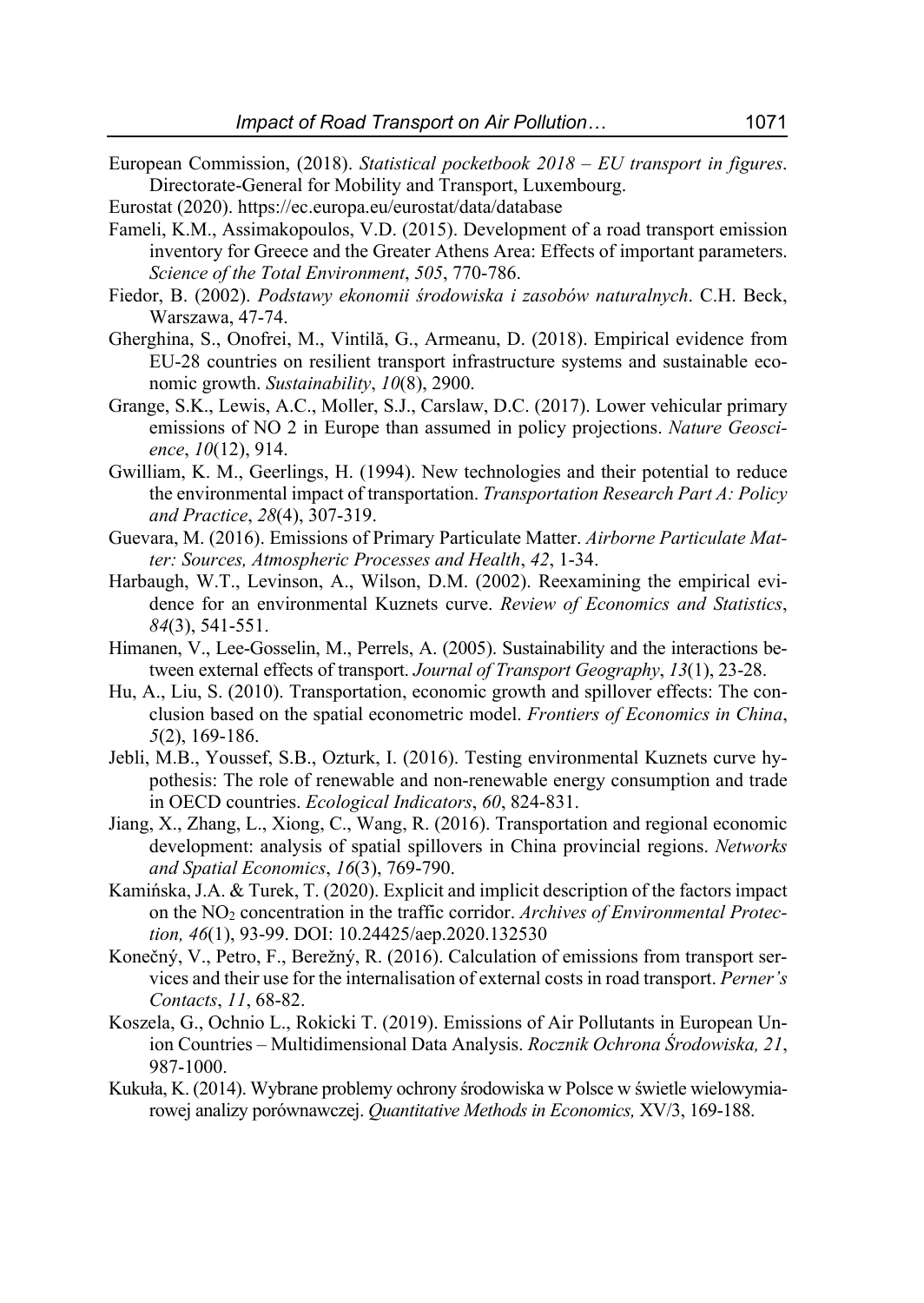European Commission, (2018). *Statistical pocketbook 2018 – EU transport in figures*. Directorate-General for Mobility and Transport, Luxembourg.

Eurostat (2020). https://ec.europa.eu/eurostat/data/database

Fameli, K.M., Assimakopoulos, V.D. (2015). Development of a road transport emission inventory for Greece and the Greater Athens Area: Effects of important parameters. *Science of the Total Environment*, *505*, 770-786.

Fiedor, B. (2002). *Podstawy ekonomii środowiska i zasobów naturalnych*. C.H. Beck, Warszawa, 47-74.

Gherghina, S., Onofrei, M., Vintilă, G., Armeanu, D. (2018). Empirical evidence from EU-28 countries on resilient transport infrastructure systems and sustainable economic growth. *Sustainability*, *10*(8), 2900.

Grange, S.K., Lewis, A.C., Moller, S.J., Carslaw, D.C. (2017). Lower vehicular primary emissions of NO 2 in Europe than assumed in policy projections. *Nature Geoscience*, *10*(12), 914.

Gwilliam, K. M., Geerlings, H. (1994). New technologies and their potential to reduce the environmental impact of transportation. *Transportation Research Part A: Policy and Practice*, *28*(4), 307-319.

Guevara, M. (2016). Emissions of Primary Particulate Matter. *Airborne Particulate Matter: Sources, Atmospheric Processes and Health*, *42*, 1-34.

Harbaugh, W.T., Levinson, A., Wilson, D.M. (2002). Reexamining the empirical evidence for an environmental Kuznets curve. *Review of Economics and Statistics*, *84*(3), 541-551.

Himanen, V., Lee-Gosselin, M., Perrels, A. (2005). Sustainability and the interactions between external effects of transport. *Journal of Transport Geography*, *13*(1), 23-28.

Hu, A., Liu, S. (2010). Transportation, economic growth and spillover effects: The conclusion based on the spatial econometric model. *Frontiers of Economics in China*, *5*(2), 169-186.

Jebli, M.B., Youssef, S.B., Ozturk, I. (2016). Testing environmental Kuznets curve hypothesis: The role of renewable and non-renewable energy consumption and trade in OECD countries. *Ecological Indicators*, *60*, 824-831.

Jiang, X., Zhang, L., Xiong, C., Wang, R. (2016). Transportation and regional economic development: analysis of spatial spillovers in China provincial regions. *Networks and Spatial Economics*, *16*(3), 769-790.

Kamińska, J.A. & Turek, T. (2020). Explicit and implicit description of the factors impact on the $NO_2$ concentration in the traffic corridor. *Archives of Environmental Protection, 46*(1), 93-99. DOI: 10.24425/aep.2020.132530

Konečný, V., Petro, F., Berežný, R. (2016). Calculation of emissions from transport services and their use for the internalisation of external costs in road transport. *Perner's Contacts*, *11*, 68-82.

Koszela, G., Ochnio L., Rokicki T. (2019). Emissions of Air Pollutants in European Union Countries – Multidimensional Data Analysis. *Rocznik Ochrona Środowiska, 21*, 987-1000.

Kukuła, K. (2014). Wybrane problemy ochrony środowiska w Polsce w świetle wielowymiarowej analizy porównawczej. *Quantitative Methods in Economics,* XV/3, 169-188.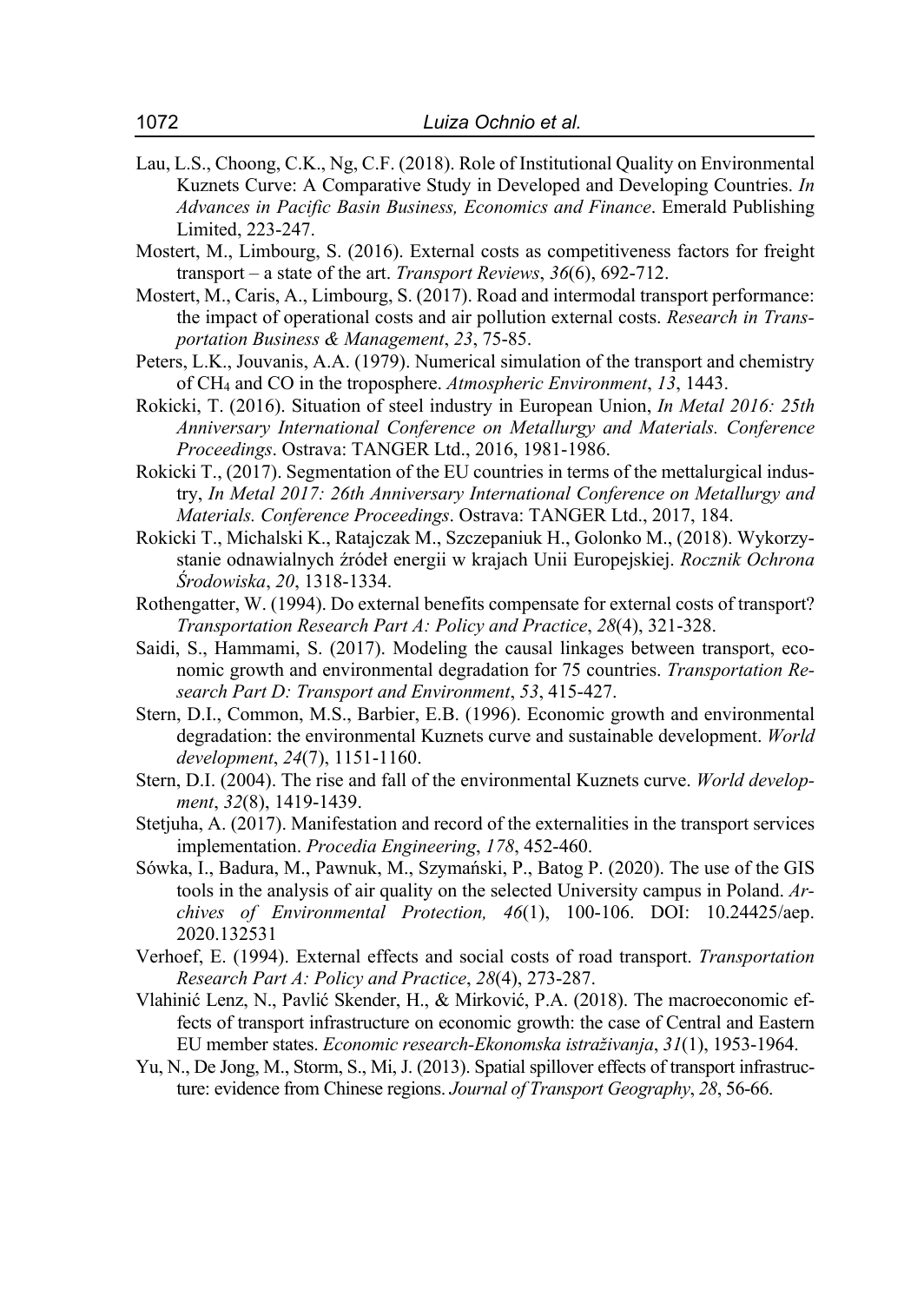Lau, L.S., Choong, C.K., Ng, C.F. (2018). Role of Institutional Quality on Environmental Kuznets Curve: A Comparative Study in Developed and Developing Countries. *In Advances in Pacific Basin Business, Economics and Finance*. Emerald Publishing Limited, 223-247.

Mostert, M., Limbourg, S. (2016). External costs as competitiveness factors for freight transport – a state of the art. *Transport Reviews*, *36*(6), 692-712.

Mostert, M., Caris, A., Limbourg, S. (2017). Road and intermodal transport performance: the impact of operational costs and air pollution external costs. *Research in Transportation Business & Management*, *23*, 75-85.

Peters, L.K., Jouvanis, A.A. (1979). Numerical simulation of the transport and chemistry of $CH_4$ and CO in the troposphere. *Atmospheric Environment*, *13*, 1443.

Rokicki, T. (2016). Situation of steel industry in European Union, *In Metal 2016: 25th Anniversary International Conference on Metallurgy and Materials. Conference Proceedings*. Ostrava: TANGER Ltd., 2016, 1981-1986.

Rokicki T., (2017). Segmentation of the EU countries in terms of the mettalurgical industry, *In Metal 2017: 26th Anniversary International Conference on Metallurgy and Materials. Conference Proceedings*. Ostrava: TANGER Ltd., 2017, 184.

Rokicki T., Michalski K., Ratajczak M., Szczepaniuk H., Golonko M., (2018). Wykorzystanie odnawialnych źródeł energii w krajach Unii Europejskiej. *Rocznik Ochrona Środowiska*, *20*, 1318-1334.

Rothengatter, W. (1994). Do external benefits compensate for external costs of transport? *Transportation Research Part A: Policy and Practice*, *28*(4), 321-328.

Saidi, S., Hammami, S. (2017). Modeling the causal linkages between transport, economic growth and environmental degradation for 75 countries. *Transportation Research Part D: Transport and Environment*, *53*, 415-427.

Stern, D.I., Common, M.S., Barbier, E.B. (1996). Economic growth and environmental degradation: the environmental Kuznets curve and sustainable development. *World development*, *24*(7), 1151-1160.

Stern, D.I. (2004). The rise and fall of the environmental Kuznets curve. *World development*, *32*(8), 1419-1439.

Stetjuha, A. (2017). Manifestation and record of the externalities in the transport services implementation. *Procedia Engineering*, *178*, 452-460.

Sówka, I., Badura, M., Pawnuk, M., Szymański, P., Batog P. (2020). The use of the GIS tools in the analysis of air quality on the selected University campus in Poland. *Archives of Environmental Protection, 46*(1), 100-106. DOI: 10.24425/aep.2020.132531

Verhoef, E. (1994). External effects and social costs of road transport. *Transportation Research Part A: Policy and Practice*, *28*(4), 273-287.

Vlahinić Lenz, N., Pavlić Skender, H., & Mirković, P.A. (2018). The macroeconomic effects of transport infrastructure on economic growth: the case of Central and Eastern EU member states. *Economic research-Ekonomska istraživanja*, *31*(1), 1953-1964.

Yu, N., De Jong, M., Storm, S., Mi, J. (2013). Spatial spillover effects of transport infrastructure: evidence from Chinese regions. *Journal of Transport Geography*, *28*, 56-66.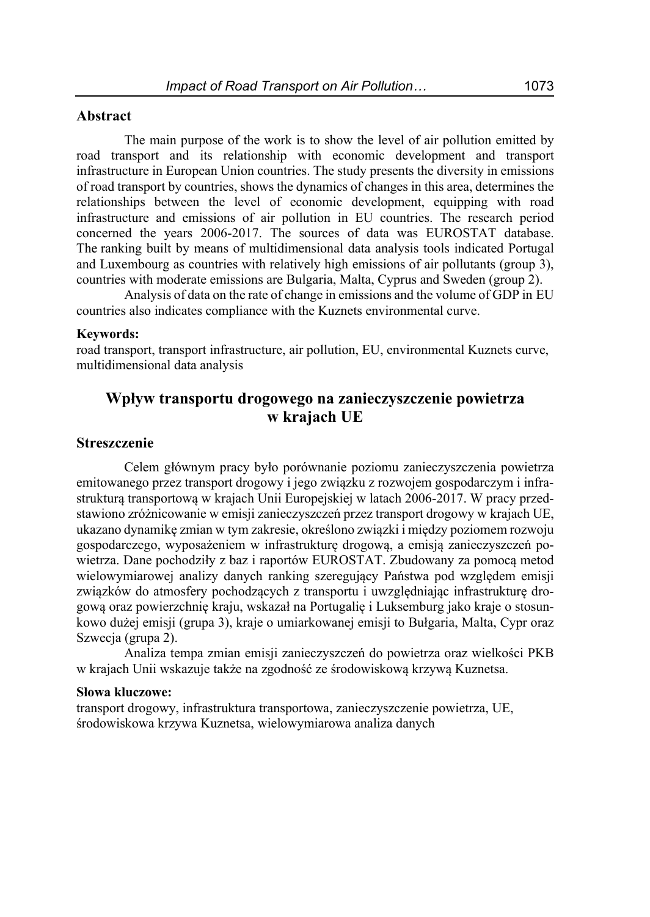## Abstract

The main purpose of the work is to show the level of air pollution emitted by road transport and its relationship with economic development and transport infrastructure in European Union countries. The study presents the diversity in emissions of road transport by countries, shows the dynamics of changes in this area, determines the relationships between the level of economic development, equipping with road infrastructure and emissions of air pollution in EU countries. The research period concerned the years 2006-2017. The sources of data was EUROSTAT database. The ranking built by means of multidimensional data analysis tools indicated Portugal and Luxembourg as countries with relatively high emissions of air pollutants (group 3), countries with moderate emissions are Bulgaria, Malta, Cyprus and Sweden (group 2).

Analysis of data on the rate of change in emissions and the volume of GDP in EU countries also indicates compliance with the Kuznets environmental curve.

**Keywords:**
road transport, transport infrastructure, air pollution, EU, environmental Kuznets curve, multidimensional data analysis

## Wpływ transportu drogowego na zanieczyszczenie powietrza w krajach UE

## Streszczenie

Celem głównym pracy było porównanie poziomu zanieczyszczenia powietrza emitowanego przez transport drogowy i jego związku z rozwojem gospodarczym i infrastrukturą transportową w krajach Unii Europejskiej w latach 2006-2017. W pracy przedstawiono zróżnicowanie w emisji zanieczyszczeń przez transport drogowy w krajach UE, ukazano dynamikę zmian w tym zakresie, określono związki i między poziomem rozwoju gospodarczego, wyposażeniem w infrastrukturę drogową, a emisją zanieczyszczeń powietrza. Dane pochodziły z baz i raportów EUROSTAT. Zbudowany za pomocą metod wielowymiarowej analizy danych ranking szeregujący Państwa pod względem emisji związków do atmosfery pochodzących z transportu i uwzględniając infrastrukturę drogową oraz powierzchnię kraju, wskazał na Portugalię i Luksemburg jako kraje o stosunkowo dużej emisji (grupa 3), kraje o umiarkowanej emisji to Bułgaria, Malta, Cypr oraz Szwecja (grupa 2).

Analiza tempa zmian emisji zanieczyszczeń do powietrza oraz wielkości PKB w krajach Unii wskazuje także na zgodność ze środowiskową krzywą Kuznetsa.

**Słowa kluczowe:**
transport drogowy, infrastruktura transportowa, zanieczyszczenie powietrza, UE, środowiskowa krzywa Kuznetsa, wielowymiarowa analiza danych